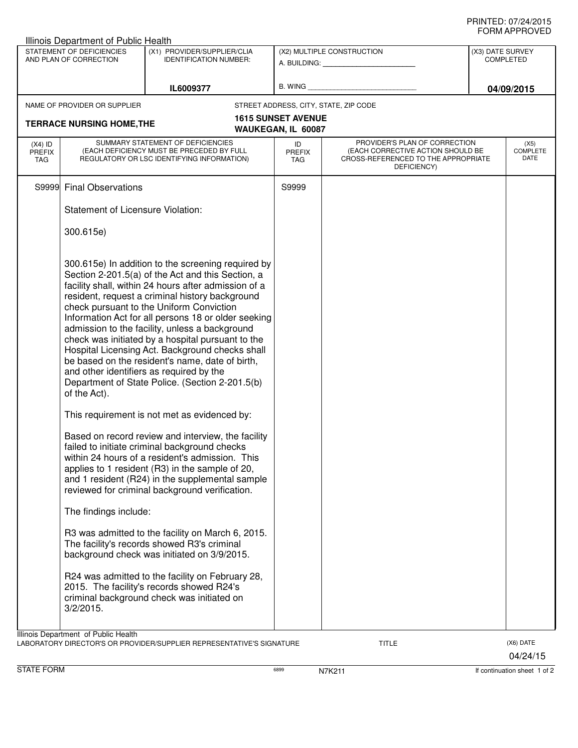PRINTED: 07/24/2015
FORM APPROVED

Illinois Department of Public Health

| STATEMENT OF DEFICIENCIES AND PLAN OF CORRECTION | (X1) PROVIDER/SUPPLIER/CLIA IDENTIFICATION NUMBER: | (X2) MULTIPLE CONSTRUCTION | (X3) DATE SURVEY COMPLETED |
|---|---|---|---|
| | IL6009377 | A. BUILDING: ___ B. WING ___ | 04/09/2015 |

NAME OF PROVIDER OR SUPPLIER: **TERRACE NURSING HOME,THE**

STREET ADDRESS, CITY, STATE, ZIP CODE: **1615 SUNSET AVENUE, WAUKEGAN, IL 60087**

| (X4) ID PREFIX TAG | SUMMARY STATEMENT OF DEFICIENCIES (EACH DEFICIENCY MUST BE PRECEDED BY FULL REGULATORY OR LSC IDENTIFYING INFORMATION) | ID PREFIX TAG | PROVIDER'S PLAN OF CORRECTION (EACH CORRECTIVE ACTION SHOULD BE CROSS-REFERENCED TO THE APPROPRIATE DEFICIENCY) | (X5) COMPLETE DATE |
|---|---|---|---|---|
| S9999 | Final Observations | S9999 | | |

Statement of Licensure Violation:

300.615e)

300.615e) In addition to the screening required by Section 2-201.5(a) of the Act and this Section, a facility shall, within 24 hours after admission of a resident, request a criminal history background check pursuant to the Uniform Conviction Information Act for all persons 18 or older seeking admission to the facility, unless a background check was initiated by a hospital pursuant to the Hospital Licensing Act. Background checks shall be based on the resident's name, date of birth, and other identifiers as required by the Department of State Police. (Section 2-201.5(b) of the Act).

This requirement is not met as evidenced by:

Based on record review and interview, the facility failed to initiate criminal background checks within 24 hours of a resident's admission. This applies to 1 resident (R3) in the sample of 20, and 1 resident (R24) in the supplemental sample reviewed for criminal background verification.

The findings include:

R3 was admitted to the facility on March 6, 2015. The facility's records showed R3's criminal background check was initiated on 3/9/2015.

R24 was admitted to the facility on February 28, 2015. The facility's records showed R24's criminal background check was initiated on 3/2/2015.

Illinois Department of Public Health

LABORATORY DIRECTOR'S OR PROVIDER/SUPPLIER REPRESENTATIVE'S SIGNATURE | TITLE | (X6) DATE 04/24/15

STATE FORM 6899 N7K211 If continuation sheet 1 of 2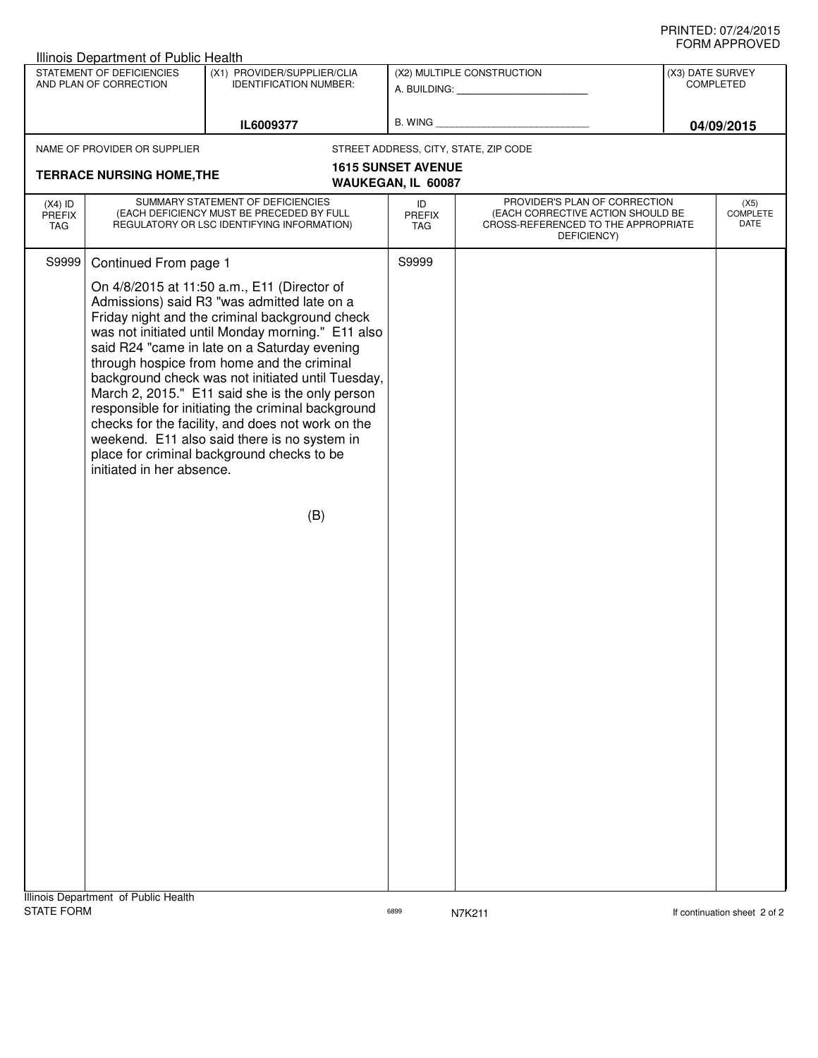PRINTED: 07/24/2015
FORM APPROVED

Illinois Department of Public Health

| STATEMENT OF DEFICIENCIES AND PLAN OF CORRECTION | (X1) PROVIDER/SUPPLIER/CLIA IDENTIFICATION NUMBER: | (X2) MULTIPLE CONSTRUCTION | (X3) DATE SURVEY COMPLETED |
|---|---|---|---|
| | IL6009377 | A. BUILDING: ______ B. WING ______ | 04/09/2015 |

NAME OF PROVIDER OR SUPPLIER: **TERRACE NURSING HOME,THE**

STREET ADDRESS, CITY, STATE, ZIP CODE: **1615 SUNSET AVENUE WAUKEGAN, IL 60087**

| (X4) ID PREFIX TAG | SUMMARY STATEMENT OF DEFICIENCIES (EACH DEFICIENCY MUST BE PRECEDED BY FULL REGULATORY OR LSC IDENTIFYING INFORMATION) | ID PREFIX TAG | PROVIDER'S PLAN OF CORRECTION (EACH CORRECTIVE ACTION SHOULD BE CROSS-REFERENCED TO THE APPROPRIATE DEFICIENCY) | (X5) COMPLETE DATE |
|---|---|---|---|---|
| S9999 | Continued From page 1<br><br>On 4/8/2015 at 11:50 a.m., E11 (Director of Admissions) said R3 "was admitted late on a Friday night and the criminal background check was not initiated until Monday morning." E11 also said R24 "came in late on a Saturday evening through hospice from home and the criminal background check was not initiated until Tuesday, March 2, 2015." E11 said she is the only person responsible for initiating the criminal background checks for the facility, and does not work on the weekend. E11 also said there is no system in place for criminal background checks to be initiated in her absence.<br><br>(B) | S9999 | | |

Illinois Department of Public Health
STATE FORM 6899 N7K211